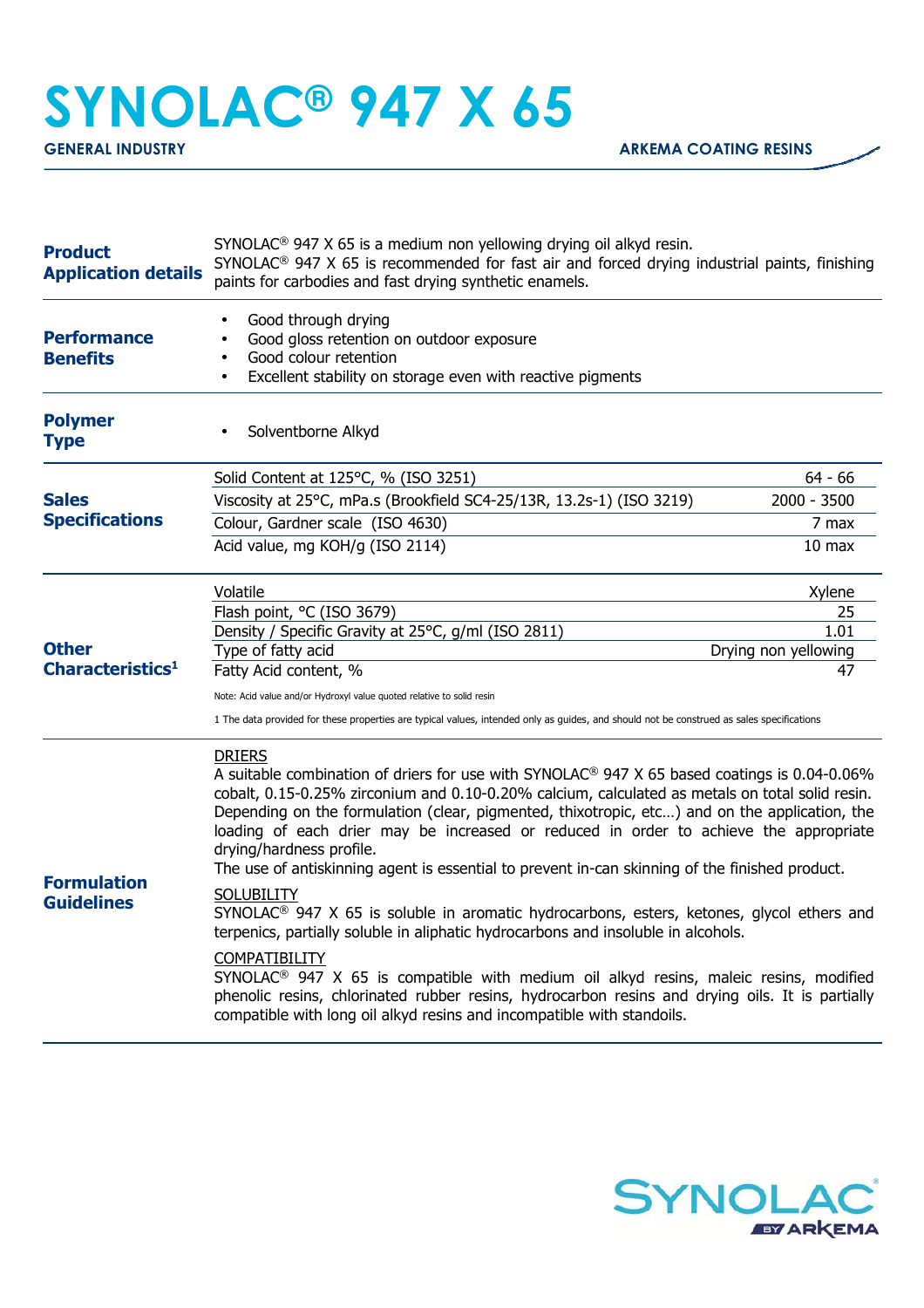# SYNOLAC® 947 X 65

**GENERAL INDUSTRY** | **ARKEMA COATING RESINS**

## Product Application details

SYNOLAC® 947 X 65 is a medium non yellowing drying oil alkyd resin.
SYNOLAC® 947 X 65 is recommended for fast air and forced drying industrial paints, finishing paints for carbodies and fast drying synthetic enamels.

## Performance Benefits

- Good through drying
- Good gloss retention on outdoor exposure
- Good colour retention
- Excellent stability on storage even with reactive pigments

## Polymer Type

- Solventborne Alkyd

## Sales Specifications

| Property | Value |
|---|---|
| Solid Content at 125°C, % (ISO 3251) | 64 - 66 |
| Viscosity at 25°C, mPa.s (Brookfield SC4-25/13R, 13.2s-1) (ISO 3219) | 2000 - 3500 |
| Colour, Gardner scale (ISO 4630) | 7 max |
| Acid value, mg KOH/g (ISO 2114) | 10 max |

## Other Characteristics[1]

| Property | Value |
|---|---|
| Volatile | Xylene |
| Flash point, °C (ISO 3679) | 25 |
| Density / Specific Gravity at 25°C, g/ml (ISO 2811) | 1.01 |
| Type of fatty acid | Drying non yellowing |
| Fatty Acid content, % | 47 |

Note: Acid value and/or Hydroxyl value quoted relative to solid resin

1 The data provided for these properties are typical values, intended only as guides, and should not be construed as sales specifications

## Formulation Guidelines

DRIERS
A suitable combination of driers for use with SYNOLAC® 947 X 65 based coatings is 0.04-0.06% cobalt, 0.15-0.25% zirconium and 0.10-0.20% calcium, calculated as metals on total solid resin. Depending on the formulation (clear, pigmented, thixotropic, etc…) and on the application, the loading of each drier may be increased or reduced in order to achieve the appropriate drying/hardness profile.
The use of antiskinning agent is essential to prevent in-can skinning of the finished product.

SOLUBILITY
SYNOLAC® 947 X 65 is soluble in aromatic hydrocarbons, esters, ketones, glycol ethers and terpenics, partially soluble in aliphatic hydrocarbons and insoluble in alcohols.

COMPATIBILITY
SYNOLAC® 947 X 65 is compatible with medium oil alkyd resins, maleic resins, modified phenolic resins, chlorinated rubber resins, hydrocarbon resins and drying oils. It is partially compatible with long oil alkyd resins and incompatible with standoils.

SYNOLAC® BY ARKEMA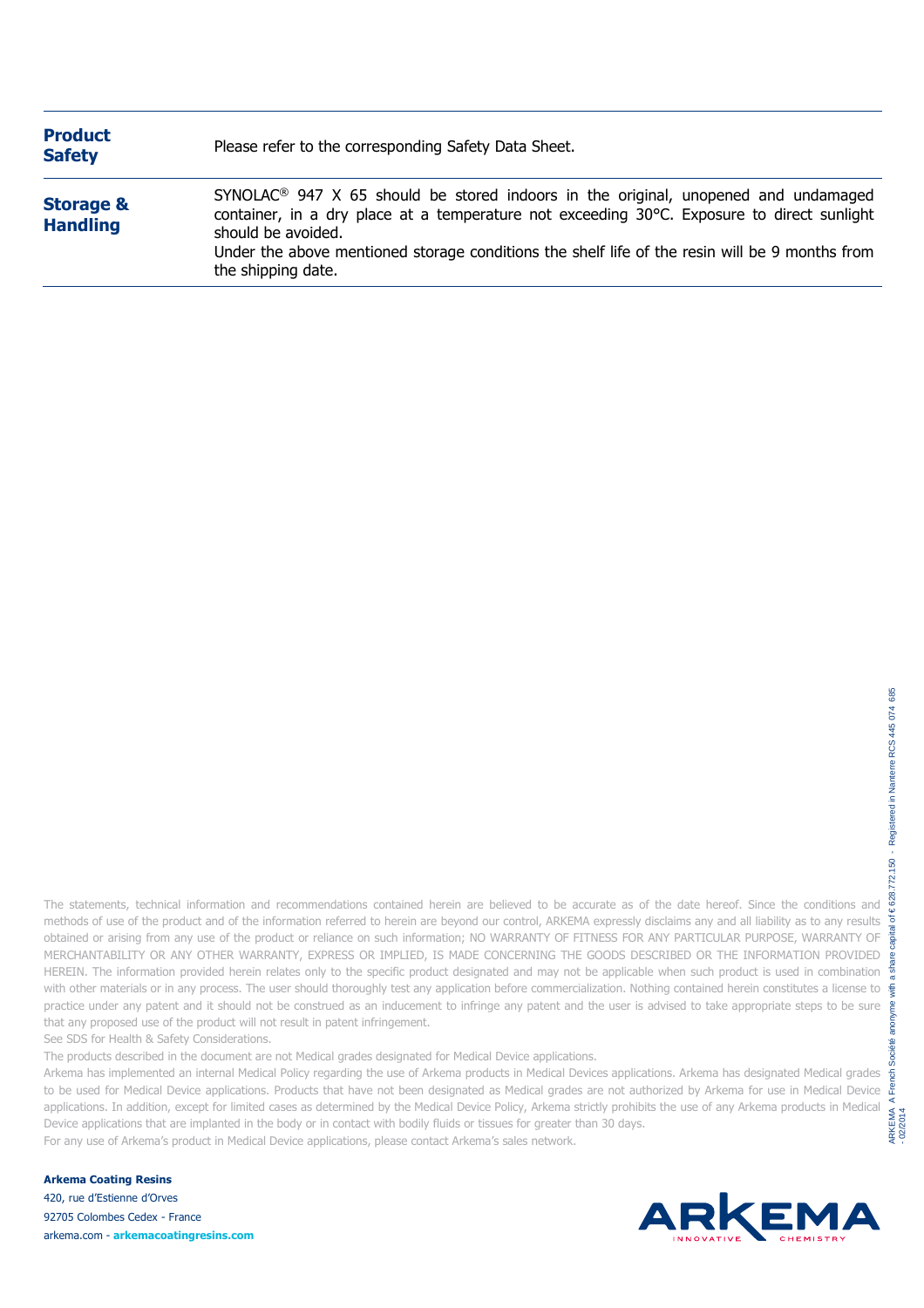| | |
|---|---|
| **Product Safety** | Please refer to the corresponding Safety Data Sheet. |
| **Storage & Handling** | SYNOLAC® 947 X 65 should be stored indoors in the original, unopened and undamaged container, in a dry place at a temperature not exceeding 30°C. Exposure to direct sunlight should be avoided.<br>Under the above mentioned storage conditions the shelf life of the resin will be 9 months from the shipping date. |

The statements, technical information and recommendations contained herein are believed to be accurate as of the date hereof. Since the conditions and methods of use of the product and of the information referred to herein are beyond our control, ARKEMA expressly disclaims any and all liability as to any results obtained or arising from any use of the product or reliance on such information; NO WARRANTY OF FITNESS FOR ANY PARTICULAR PURPOSE, WARRANTY OF MERCHANTABILITY OR ANY OTHER WARRANTY, EXPRESS OR IMPLIED, IS MADE CONCERNING THE GOODS DESCRIBED OR THE INFORMATION PROVIDED HEREIN. The information provided herein relates only to the specific product designated and may not be applicable when such product is used in combination with other materials or in any process. The user should thoroughly test any application before commercialization. Nothing contained herein constitutes a license to practice under any patent and it should not be construed as an inducement to infringe any patent and the user is advised to take appropriate steps to be sure that any proposed use of the product will not result in patent infringement.
See SDS for Health & Safety Considerations.

The products described in the document are not Medical grades designated for Medical Device applications.

Arkema has implemented an internal Medical Policy regarding the use of Arkema products in Medical Devices applications. Arkema has designated Medical grades to be used for Medical Device applications. Products that have not been designated as Medical grades are not authorized by Arkema for use in Medical Device applications. In addition, except for limited cases as determined by the Medical Device Policy, Arkema strictly prohibits the use of any Arkema products in Medical Device applications that are implanted in the body or in contact with bodily fluids or tissues for greater than 30 days.

For any use of Arkema's product in Medical Device applications, please contact Arkema's sales network.

ARKEMA A French Société anonyme with a share capital of € 628.772.150 - Registered in Nanterre RCS 445 074 685 - 02/2014

**Arkema Coating Resins**
420, rue d'Estienne d'Orves
92705 Colombes Cedex - France
arkema.com - **arkemacoatingresins.com**

ARKEMA INNOVATIVE CHEMISTRY